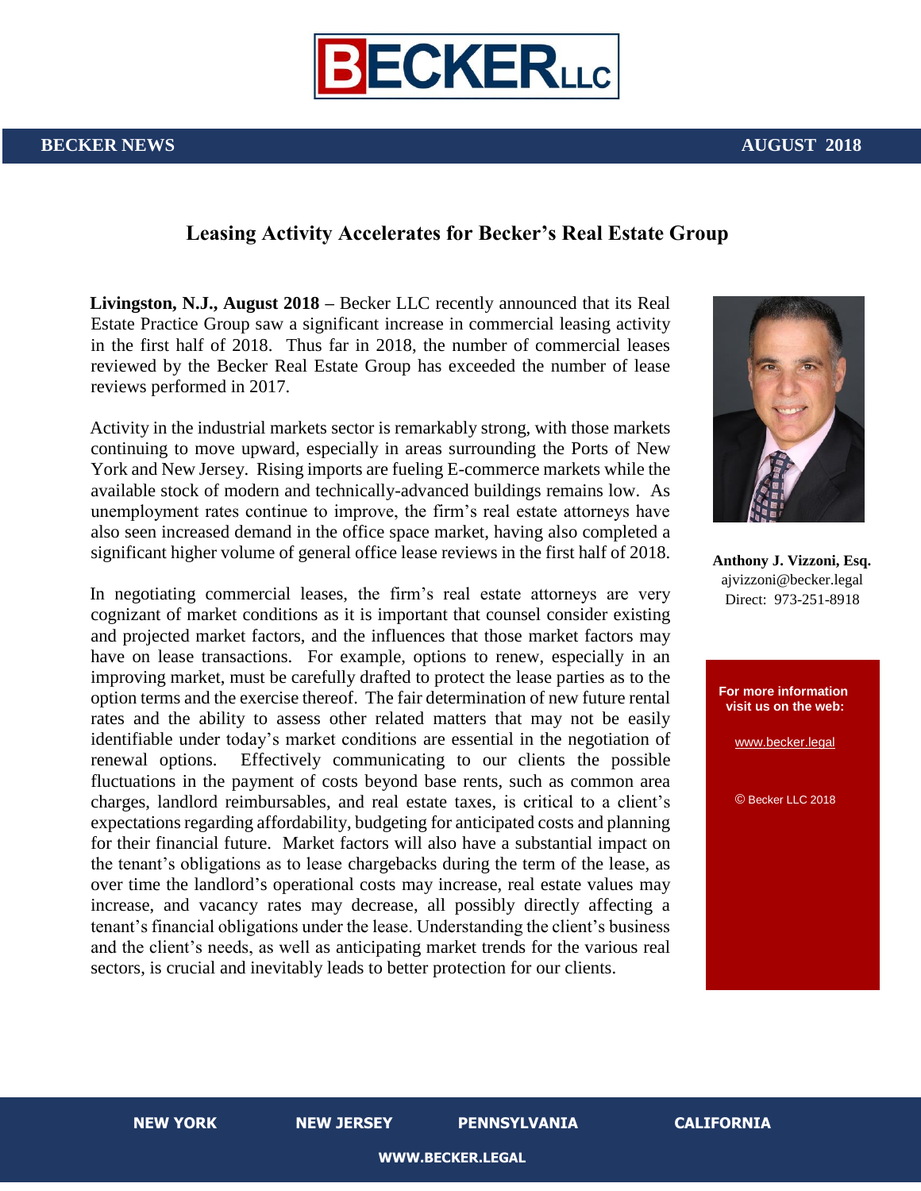**BECKER NEWS** **AUGUST 2018**

## Leasing Activity Accelerates for Becker's Real Estate Group

**Livingston, N.J., August 2018 –** Becker LLC recently announced that its Real Estate Practice Group saw a significant increase in commercial leasing activity in the first half of 2018. Thus far in 2018, the number of commercial leases reviewed by the Becker Real Estate Group has exceeded the number of lease reviews performed in 2017.

Activity in the industrial markets sector is remarkably strong, with those markets continuing to move upward, especially in areas surrounding the Ports of New York and New Jersey. Rising imports are fueling E-commerce markets while the available stock of modern and technically-advanced buildings remains low. As unemployment rates continue to improve, the firm's real estate attorneys have also seen increased demand in the office space market, having also completed a significant higher volume of general office lease reviews in the first half of 2018.

In negotiating commercial leases, the firm's real estate attorneys are very cognizant of market conditions as it is important that counsel consider existing and projected market factors, and the influences that those market factors may have on lease transactions. For example, options to renew, especially in an improving market, must be carefully drafted to protect the lease parties as to the option terms and the exercise thereof. The fair determination of new future rental rates and the ability to assess other related matters that may not be easily identifiable under today's market conditions are essential in the negotiation of renewal options. Effectively communicating to our clients the possible fluctuations in the payment of costs beyond base rents, such as common area charges, landlord reimbursables, and real estate taxes, is critical to a client's expectations regarding affordability, budgeting for anticipated costs and planning for their financial future. Market factors will also have a substantial impact on the tenant's obligations as to lease chargebacks during the term of the lease, as over time the landlord's operational costs may increase, real estate values may increase, and vacancy rates may decrease, all possibly directly affecting a tenant's financial obligations under the lease. Understanding the client's business and the client's needs, as well as anticipating market trends for the various real sectors, is crucial and inevitably leads to better protection for our clients.

**Anthony J. Vizzoni, Esq.**
ajvizzoni@becker.legal
Direct: 973-251-8918

**For more information visit us on the web:**

www.becker.legal

© Becker LLC 2018

**NEW YORK** **NEW JERSEY** **PENNSYLVANIA** **CALIFORNIA**

**WWW.BECKER.LEGAL**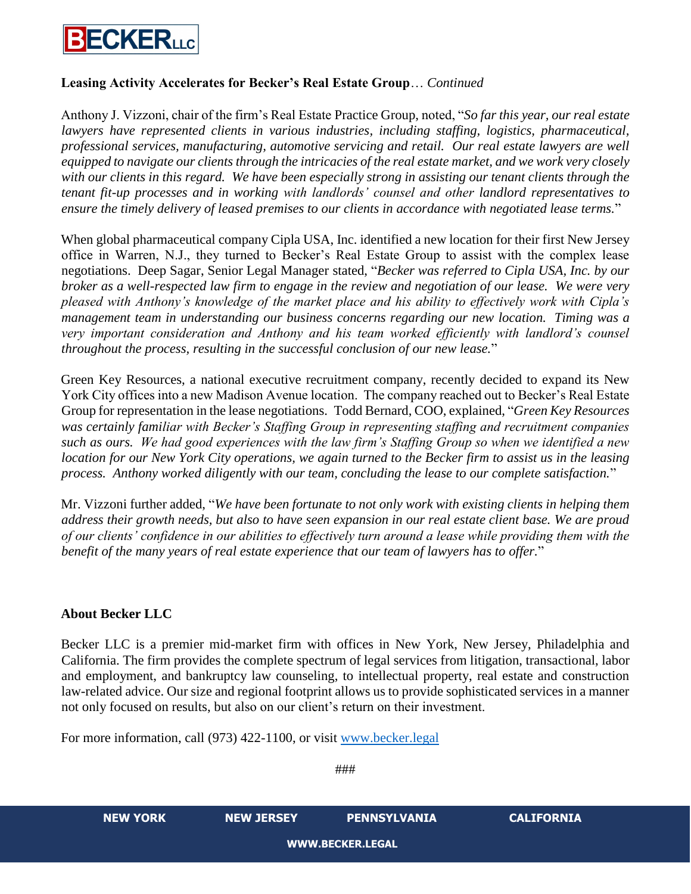**Leasing Activity Accelerates for Becker's Real Estate Group**… *Continued*

Anthony J. Vizzoni, chair of the firm's Real Estate Practice Group, noted, "*So far this year, our real estate lawyers have represented clients in various industries, including staffing, logistics, pharmaceutical, professional services, manufacturing, automotive servicing and retail. Our real estate lawyers are well equipped to navigate our clients through the intricacies of the real estate market, and we work very closely with our clients in this regard. We have been especially strong in assisting our tenant clients through the tenant fit-up processes and in working with landlords' counsel and other landlord representatives to ensure the timely delivery of leased premises to our clients in accordance with negotiated lease terms.*"

When global pharmaceutical company Cipla USA, Inc. identified a new location for their first New Jersey office in Warren, N.J., they turned to Becker's Real Estate Group to assist with the complex lease negotiations. Deep Sagar, Senior Legal Manager stated, "*Becker was referred to Cipla USA, Inc. by our broker as a well-respected law firm to engage in the review and negotiation of our lease. We were very pleased with Anthony's knowledge of the market place and his ability to effectively work with Cipla's management team in understanding our business concerns regarding our new location. Timing was a very important consideration and Anthony and his team worked efficiently with landlord's counsel throughout the process, resulting in the successful conclusion of our new lease.*"

Green Key Resources, a national executive recruitment company, recently decided to expand its New York City offices into a new Madison Avenue location. The company reached out to Becker's Real Estate Group for representation in the lease negotiations. Todd Bernard, COO, explained, "*Green Key Resources was certainly familiar with Becker's Staffing Group in representing staffing and recruitment companies such as ours. We had good experiences with the law firm's Staffing Group so when we identified a new location for our New York City operations, we again turned to the Becker firm to assist us in the leasing process. Anthony worked diligently with our team, concluding the lease to our complete satisfaction.*"

Mr. Vizzoni further added, "*We have been fortunate to not only work with existing clients in helping them address their growth needs, but also to have seen expansion in our real estate client base. We are proud of our clients' confidence in our abilities to effectively turn around a lease while providing them with the benefit of the many years of real estate experience that our team of lawyers has to offer.*"

**About Becker LLC**

Becker LLC is a premier mid-market firm with offices in New York, New Jersey, Philadelphia and California. The firm provides the complete spectrum of legal services from litigation, transactional, labor and employment, and bankruptcy law counseling, to intellectual property, real estate and construction law-related advice. Our size and regional footprint allows us to provide sophisticated services in a manner not only focused on results, but also on our client's return on their investment.

For more information, call (973) 422-1100, or visit [www.becker.legal](http://www.becker.legal)

###